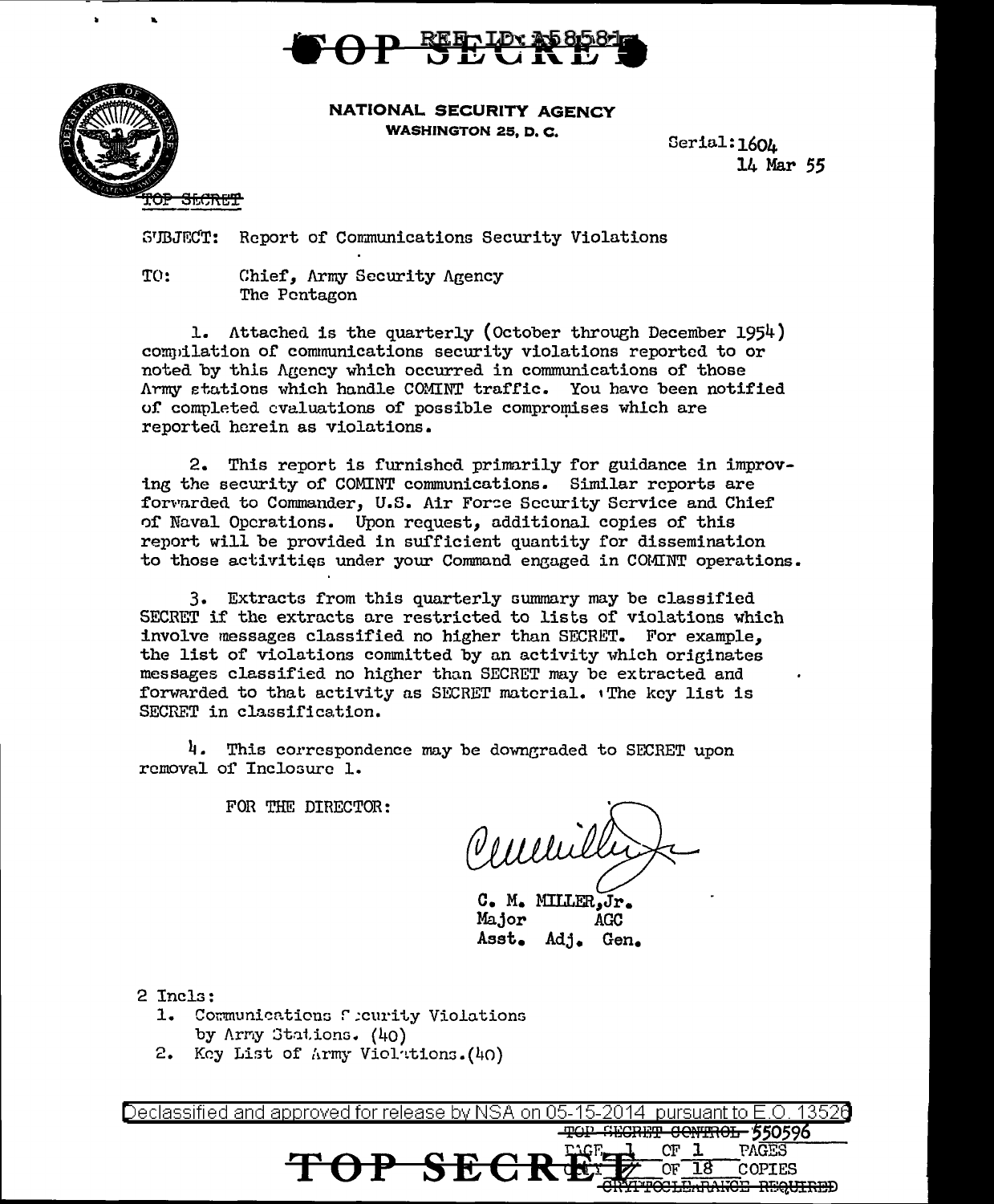TOP SECRET

REF ID: A58581

**NATIONAL SECURITY AGENCY**
**WASHINGTON 25, D. C.**

Serial: 1604
14 Mar 55

~~TOP SECRET~~

SUBJECT: Report of Communications Security Violations

TO: Chief, Army Security Agency
The Pentagon

1. Attached is the quarterly (October through December 1954) compilation of communications security violations reported to or noted by this Agency which occurred in communications of those Army stations which handle COMINT traffic. You have been notified of completed evaluations of possible compromises which are reported herein as violations.

2. This report is furnished primarily for guidance in improving the security of COMINT communications. Similar reports are forwarded to Commander, U.S. Air Force Security Service and Chief of Naval Operations. Upon request, additional copies of this report will be provided in sufficient quantity for dissemination to those activities under your Command engaged in COMINT operations.

3. Extracts from this quarterly summary may be classified SECRET if the extracts are restricted to lists of violations which involve messages classified no higher than SECRET. For example, the list of violations committed by an activity which originates messages classified no higher than SECRET may be extracted and forwarded to that activity as SECRET material. The key list is SECRET in classification.

4. This correspondence may be downgraded to SECRET upon removal of Inclosure 1.

FOR THE DIRECTOR:

C. M. MILLER, Jr.
Major AGC
Asst. Adj. Gen.

2 Incls:
1. Communications Security Violations by Army Stations. (40)
2. Key List of Army Violations. (40)

Declassified and approved for release by NSA on 05-15-2014 pursuant to E.O. 13526

~~TOP SECRET CONTROL~~ 550596
PAGE 1 OF 1 PAGES
COPY 17 OF 18 COPIES
~~CRYPTOCLEARANCE REQUIRED~~

TOP SECRET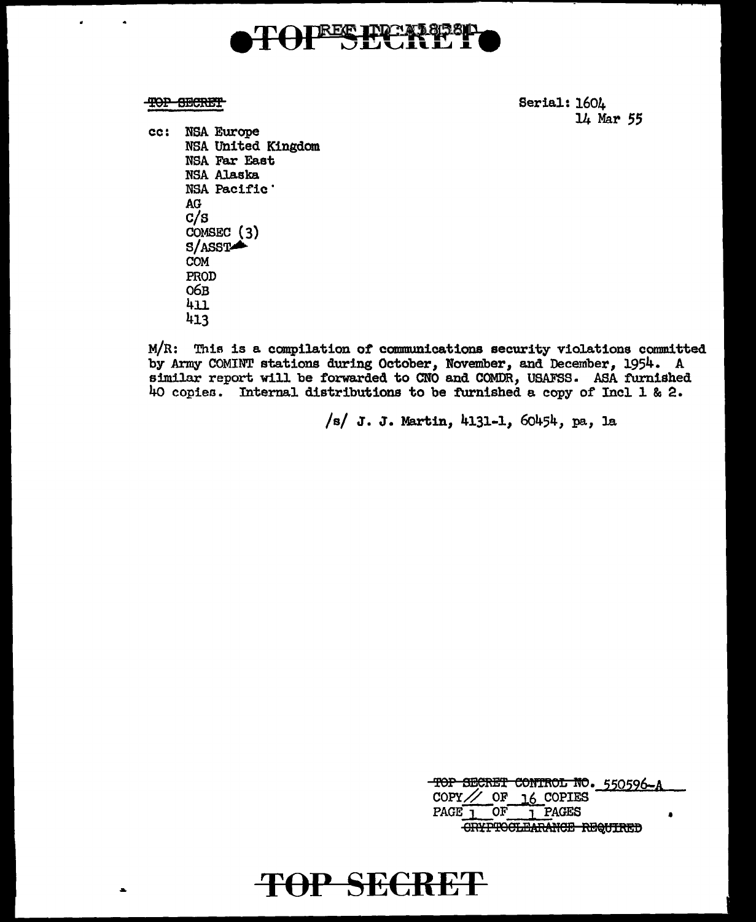~~TOP SECRET~~

Serial: 1604
14 Mar 55

cc: NSA Europe
NSA United Kingdom
NSA Far East
NSA Alaska
NSA Pacific
AG
C/S
COMSEC (3)
S/ASST
COM
PROD
06B
411
413

M/R: This is a compilation of communications security violations committed by Army COMINT stations during October, November, and December, 1954. A similar report will be forwarded to CNO and COMDR, USAFSS. ASA furnished 40 copies. Internal distributions to be furnished a copy of Incl 1 & 2.

/s/ J. J. Martin, 4131-1, 60454, pa, la

~~TOP SECRET CONTROL NO.~~ 550596-A
COPY 11 OF 16 COPIES
PAGE 1 OF 1 PAGES
~~CRYPTOCLEARANCE REQUIRED~~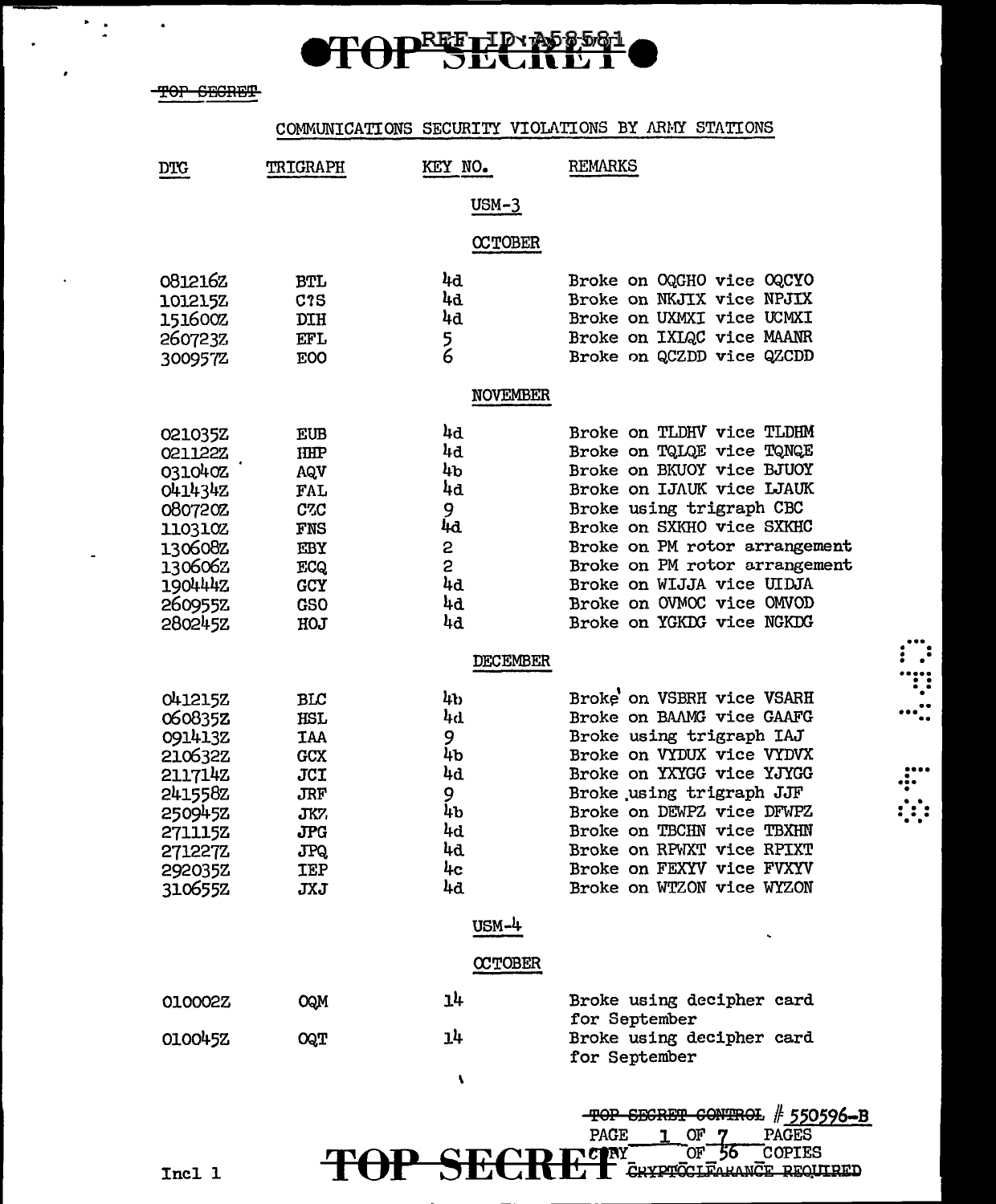TOP SECRET

# COMMUNICATIONS SECURITY VIOLATIONS BY ARMY STATIONS

| DTG | TRIGRAPH | KEY NO. | REMARKS |
|---|---|---|---|
| | | **USM-3** | |
| | | **OCTOBER** | |
| 081216Z | BTL | 4d | Broke on OQGHO vice OQCYO |
| 101215Z | C?S | 4d | Broke on NKJIX vice NPJIX |
| 151600Z | DIH | 4d | Broke on UXMXI vice UCMXI |
| 260723Z | EFL | 5 | Broke on IXIQC vice MAANR |
| 300957Z | EOO | 6 | Broke on QCZDD vice QZCDD |
| | | **NOVEMBER** | |
| 021035Z | EUB | 4d | Broke on TLDHV vice TLDHM |
| 021122Z | HHP | 4d | Broke on TQLQE vice TQNQE |
| 031040Z | AQV | 4b | Broke on BKUOY vice BJUOY |
| 041434Z | FAL | 4d | Broke on IJAUK vice LJAUK |
| 080720Z | CZC | 9 | Broke using trigraph CBC |
| 110310Z | FNS | 4d | Broke on SXKHO vice SXKHC |
| 130608Z | EBY | 2 | Broke on PM rotor arrangement |
| 130606Z | ECQ | 2 | Broke on PM rotor arrangement |
| 190444Z | GCY | 4d | Broke on WIJJA vice UIDJA |
| 260955Z | GSO | 4d | Broke on OVMOC vice OMVOD |
| 280245Z | HOJ | 4d | Broke on YGKDG vice NGKDG |
| | | **DECEMBER** | |
| 041215Z | BLC | 4b | Broke on VSBRH vice VSARH |
| 060835Z | HSL | 4d | Broke on BAAMG vice GAAFG |
| 091413Z | IAA | 9 | Broke using trigraph IAJ |
| 210632Z | GCX | 4b | Broke on VYDUX vice VYDVX |
| 211714Z | JCI | 4d | Broke on YXYGG vice YJYGG |
| 241558Z | JRF | 9 | Broke using trigraph JJF |
| 250945Z | JKZ | 4b | Broke on DEWPZ vice DFWPZ |
| 271115Z | JPG | 4d | Broke on TBCHN vice TBXHN |
| 271227Z | JPQ | 4d | Broke on RPWXT vice RPIXT |
| 292035Z | IEP | 4c | Broke on FEXYV vice FVXYV |
| 310655Z | JXJ | 4d | Broke on WTZON vice WYZON |
| | | **USM-4** | |
| | | **OCTOBER** | |
| 010002Z | OQM | 14 | Broke using decipher card for September |
| 010045Z | OQT | 14 | Broke using decipher card for September |

TOP SECRET CONTROL # 550596-B
PAGE 1 OF 7 PAGES
COPY OF 56 COPIES
CRYPTOCLEARANCE REQUIRED

Incl 1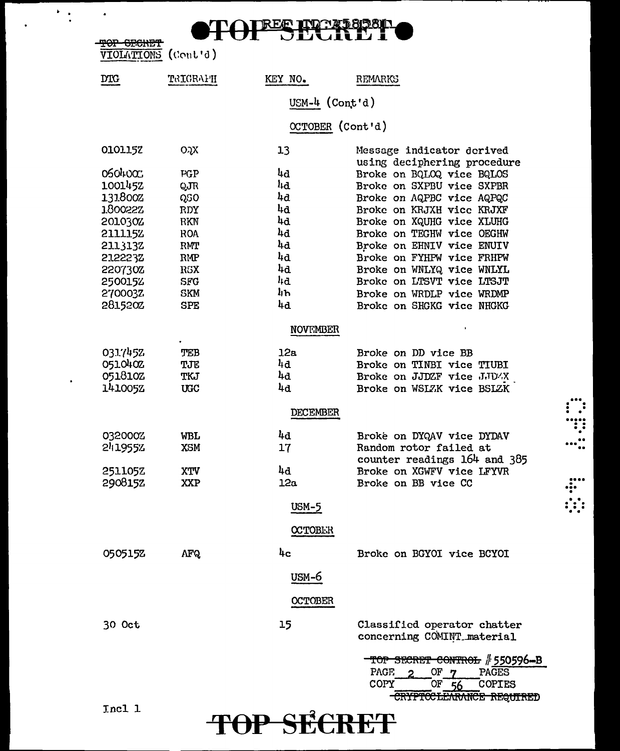TOP SECRET

VIOLATIONS (Cont'd)

| DTG | TRIGRAPH | KEY NO. | REMARKS |
|---|---|---|---|
| | | **USM-4 (Cont'd)** | |
| | | **OCTOBER (Cont'd)** | |
| 010115Z | OQX | 13 | Message indicator derived using deciphering procedure |
| 060400Z | PGP | 4d | Broke on BQLOQ vice BQLOS |
| 100145Z | QJR | 4d | Broke on SXPBU vice SXPBR |
| 131800Z | QSO | 4d | Broke on AQPBC vice AQPQC |
| 180022Z | RDY | 4d | Broke on KRJXH vice KRJXF |
| 201030Z | RKN | 4d | Broke on XQUHG vice XLUHG |
| 211115Z | ROA | 4d | Broke on TEGHW vice OEGHW |
| 211313Z | RMT | 4d | Broke on EHNIV vice ENUIV |
| 212223Z | RMP | 4d | Broke on FYHPW vice FRHPW |
| 220730Z | RSX | 4d | Broke on WNLYQ vice WNLYL |
| 250015Z | SFG | 4d | Broke on LTSVT vice LTSJT |
| 270003Z | SKM | 4h | Broke on WRDLP vice WRDMP |
| 281520Z | SPE | 4d | Broke on SHGKG vice NHGKG |
| | | **NOVEMBER** | |
| 031745Z | TEB | 12a | Broke on DD vice BB |
| 051040Z | TJE | 4d | Broke on TINBI vice TIUBI |
| 051810Z | TKJ | 4d | Broke on JJDZF vice JJDZX |
| 141005Z | UGC | 4d | Broke on WSLZK vice BSLZK |
| | | **DECEMBER** | |
| 032000Z | WBL | 4d | Broke on DYQAV vice DYDAV |
| 241955Z | XSM | 17 | Random rotor failed at counter readings 164 and 385 |
| 251105Z | XTV | 4d | Broke on XGWFV vice LFYVR |
| 290815Z | XXP | 12a | Broke on BB vice CC |
| | | **USM-5** | |
| | | **OCTOBER** | |
| 050515Z | AFQ | 4c | Broke on BGYOI vice BCYOI |
| | | **USM-6** | |
| | | **OCTOBER** | |
| 30 Oct | | 15 | Classified operator chatter concerning COMINT material |

~~TOP SECRET CONTROL~~ #550596-B
PAGE 2 OF 7 PAGES
COPY ___ OF 56 COPIES
~~CRYPTOCLEARANCE REQUIRED~~

Incl 1

TOP SECRET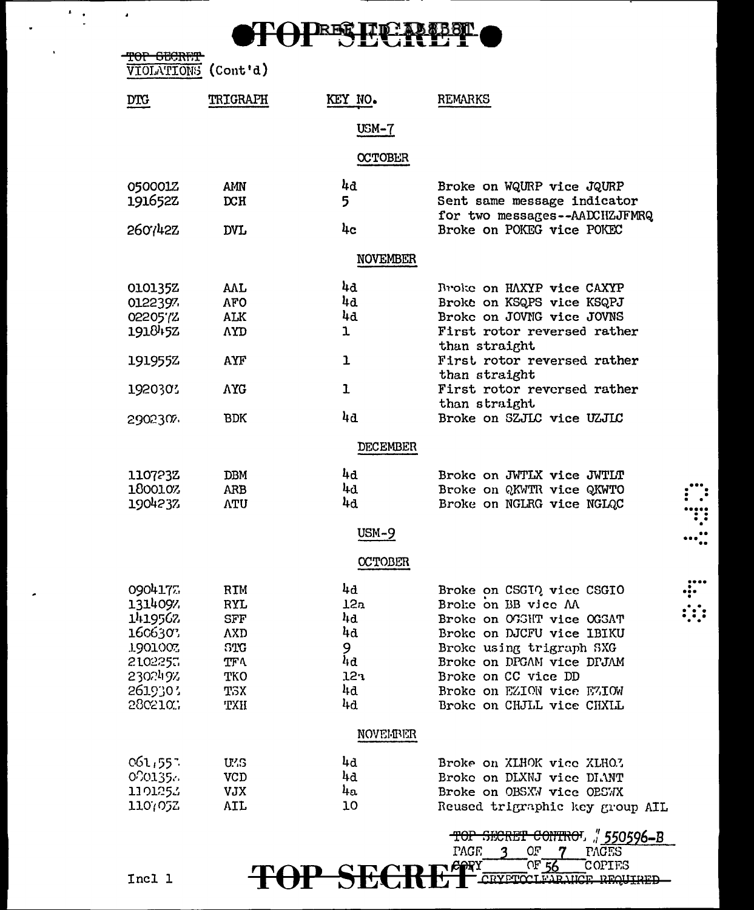TOP SECRET

VIOLATIONS (Cont'd)

| DTG | TRIGRAPH | KEY NO. | REMARKS |
|---|---|---|---|
| | | USM-7 | |
| | | OCTOBER | |
| 050001Z | AMN | 4d | Broke on WQURP vice JQURP |
| 191652Z | DCH | 5 | Sent same message indicator for two messages--AADCHZJFMRQ |
| 260742Z | DVL | 4c | Broke on POKEG vice POKEC |
| | | NOVEMBER | |
| 010135Z | AAL | 4d | Broke on HAXYP vice CAXYP |
| 012239Z | AFO | 4d | Broke on KSQPS vice KSQPJ |
| 022057Z | ALK | 4d | Broke on JOVNG vice JOVNS |
| 191845Z | AYD | 1 | First rotor reversed rather than straight |
| 191955Z | AYF | 1 | First rotor reversed rather than straight |
| 192030Z | AYG | 1 | First rotor reversed rather than straight |
| 290230Z | BDK | 4d | Broke on SZJLC vice UZJLC |
| | | DECEMBER | |
| 110723Z | DBM | 4d | Broke on JWTLX vice JWTLT |
| 180010Z | ARB | 4d | Broke on QKWTR vice QKWTO |
| 190423Z | ATU | 4d | Broke on NGLRG vice NGLQC |
| | | USM-9 | |
| | | OCTOBER | |
| 090417Z | RIM | 4d | Broke on CSGIQ vice CSGIO |
| 131409Z | RYL | 12a | Broke on BB vice AA |
| 141956Z | SFF | 4d | Broke on OGSHT vice OGSAT |
| 160630Z | AXD | 4d | Broke on DJCFU vice IBIKU |
| 190100Z | STG | 9 | Broke using trigraph SXG |
| 210225Z | TFA | 4d | Broke on DPGAM vice DPJAM |
| 230249Z | TKO | 12a | Broke on CC vice DD |
| 261930Z | TSX | 4d | Broke on EZION vice EZIOW |
| 280210Z | TXH | 4d | Broke on CHJLL vice CHXLL |
| | | NOVEMBER | |
| 061455Z | UZS | 4d | Broke on XLHOK vice XLHOZ |
| 080135Z | VCD | 4d | Broke on DLXNJ vice DLANT |
| 110125Z | VJX | 4a | Broke on OBSXW vice OBSWX |
| 110705Z | AIL | 10 | Reused trigraphic key group AIL |

TOP SECRET CONTROL # 550596-B
PAGE 3 OF 7 PAGES
COPY ___ OF 56 COPIES
CRYPTOCLEARANCE REQUIRED

Incl 1

TOP SECRET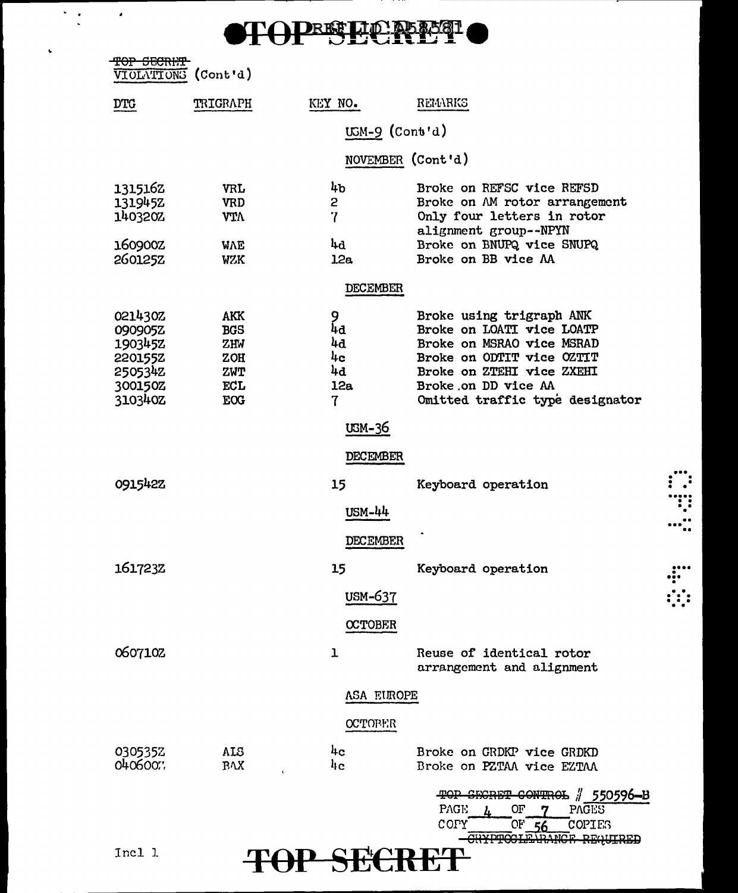~~TOP SECRET~~
VIOLATIONS (Cont'd)

| DTG | TRIGRAPH | KEY NO. | REMARKS |
|---|---|---|---|
| | | USM-9 (Cont'd) | |
| | | NOVEMBER (Cont'd) | |
| 131516Z | VRL | 4b | Broke on REFSC vice REFSD |
| 131945Z | VRD | 2 | Broke on AM rotor arrangement |
| 140320Z | VTA | 7 | Only four letters in rotor alignment group--NPYN |
| 160900Z | WAE | 4d | Broke on BNUPQ vice SNUPQ |
| 260125Z | WZK | 12a | Broke on BB vice AA |
| | | DECEMBER | |
| 021430Z | AKK | 9 | Broke using trigraph ANK |
| 090905Z | BGS | 4d | Broke on LOATI vice LOATP |
| 190345Z | ZHW | 4d | Broke on MSRAO vice MSRAD |
| 220155Z | ZOH | 4c | Broke on ODTIT vice OZTIT |
| 250534Z | ZWT | 4d | Broke on ZTEHI vice ZXEHI |
| 300150Z | ECL | 12a | Broke on DD vice AA |
| 310340Z | EOG | 7 | Omitted traffic type designator |
| | | USM-36 | |
| | | DECEMBER | |
| 091542Z | | 15 | Keyboard operation |
| | | USM-44 | |
| | | DECEMBER | |
| 161723Z | | 15 | Keyboard operation |
| | | USM-637 | |
| | | OCTOBER | |
| 060710Z | | 1 | Reuse of identical rotor arrangement and alignment |
| | | ASA EUROPE | |
| | | OCTOBER | |
| 030535Z | AIS | 4c | Broke on GRDKP vice GRDKD |
| 040600Z | BAX | 4c | Broke on PZTAA vice EZTAA |

~~TOP SECRET CONTROL~~ # 550596-B
PAGE 4 OF 7 PAGES
COPY ___ OF 56 COPIES
~~CRYPTOCLEARANCE REQUIRED~~

Incl 1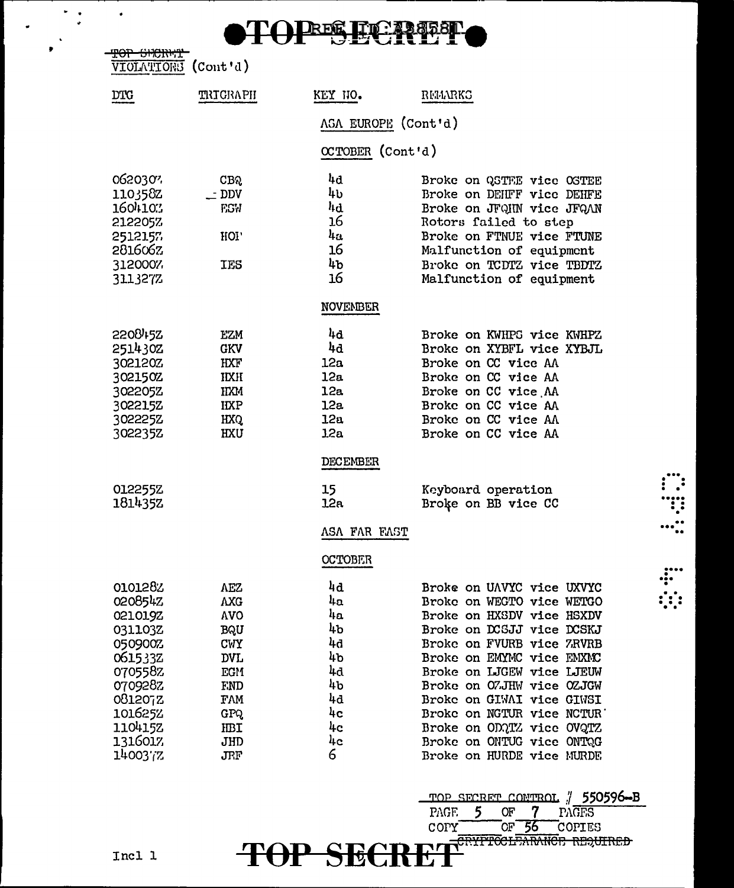TOP SECRET

VIOLATIONS (Cont'd)

| DTG | TRIGRAPH | KEY NO. | REMARKS |
|---|---|---|---|
| | | ASA EUROPE (Cont'd) | |
| | | OCTOBER (Cont'd) | |
| 062030Z | CBQ | 4d | Broke on QSTEE vice OSTEE |
| 110358Z | DDV | 4b | Broke on DEHFF vice DEHFE |
| 160410Z | ESW | 4d | Broke on JFQHN vice JFQAN |
| 212205Z | | 16 | Rotors failed to step |
| 251215Z | HOP | 4a | Broke on FTNUE vice FTUNE |
| 281606Z | | 16 | Malfunction of equipment |
| 312000Z | IES | 4b | Broke on TCDTZ vice TBDTZ |
| 311327Z | | 16 | Malfunction of equipment |
| | | NOVEMBER | |
| 220845Z | EZM | 4d | Broke on KWHPS vice KWHPZ |
| 251430Z | GKV | 4d | Broke on XYBFL vice XYBJL |
| 302120Z | HXF | 12a | Broke on CC vice AA |
| 302150Z | HXH | 12a | Broke on CC vice AA |
| 302205Z | HXM | 12a | Broke on CC vice AA |
| 302215Z | HXP | 12a | Broke on CC vice AA |
| 302225Z | HXQ | 12a | Broke on CC vice AA |
| 302235Z | HXU | 12a | Broke on CC vice AA |
| | | DECEMBER | |
| 012255Z | | 15 | Keyboard operation |
| 181435Z | | 12a | Broke on BB vice CC |
| | | ASA FAR EAST | |
| | | OCTOBER | |
| 010128Z | AEZ | 4d | Broke on UAVYC vice UXVYC |
| 020854Z | AXG | 4a | Broke on WEGTO vice WETGO |
| 021019Z | AVO | 4a | Broke on HXSDV vice HSXDV |
| 031103Z | BQU | 4b | Broke on DCSJJ vice DCSKJ |
| 050900Z | CWY | 4d | Broke on FVURB vice ZRVRB |
| 061533Z | DVL | 4b | Broke on EMYMC vice EMXMC |
| 070558Z | EGM | 4d | Broke on LJGEW vice LJEUW |
| 070928Z | END | 4b | Broke on OZJHW vice OZJGW |
| 081207Z | FAM | 4d | Broke on GIWAI vice GIWSI |
| 101625Z | GPQ | 4c | Broke on NGTUR vice NCTUR |
| 110415Z | HBI | 4c | Broke on ODQTZ vice OVQTZ |
| 131601Z | JHD | 4c | Broke on ONTUG vice ONTQG |
| 140037Z | JRF | 6 | Broke on HURDE vice MURDE |

TOP SECRET CONTROL # 550596-B
PAGE 5 OF 7 PAGES
COPY ___ OF 56 COPIES
~~CRYPTOCLEARANCE REQUIRED~~

Incl 1

TOP SECRET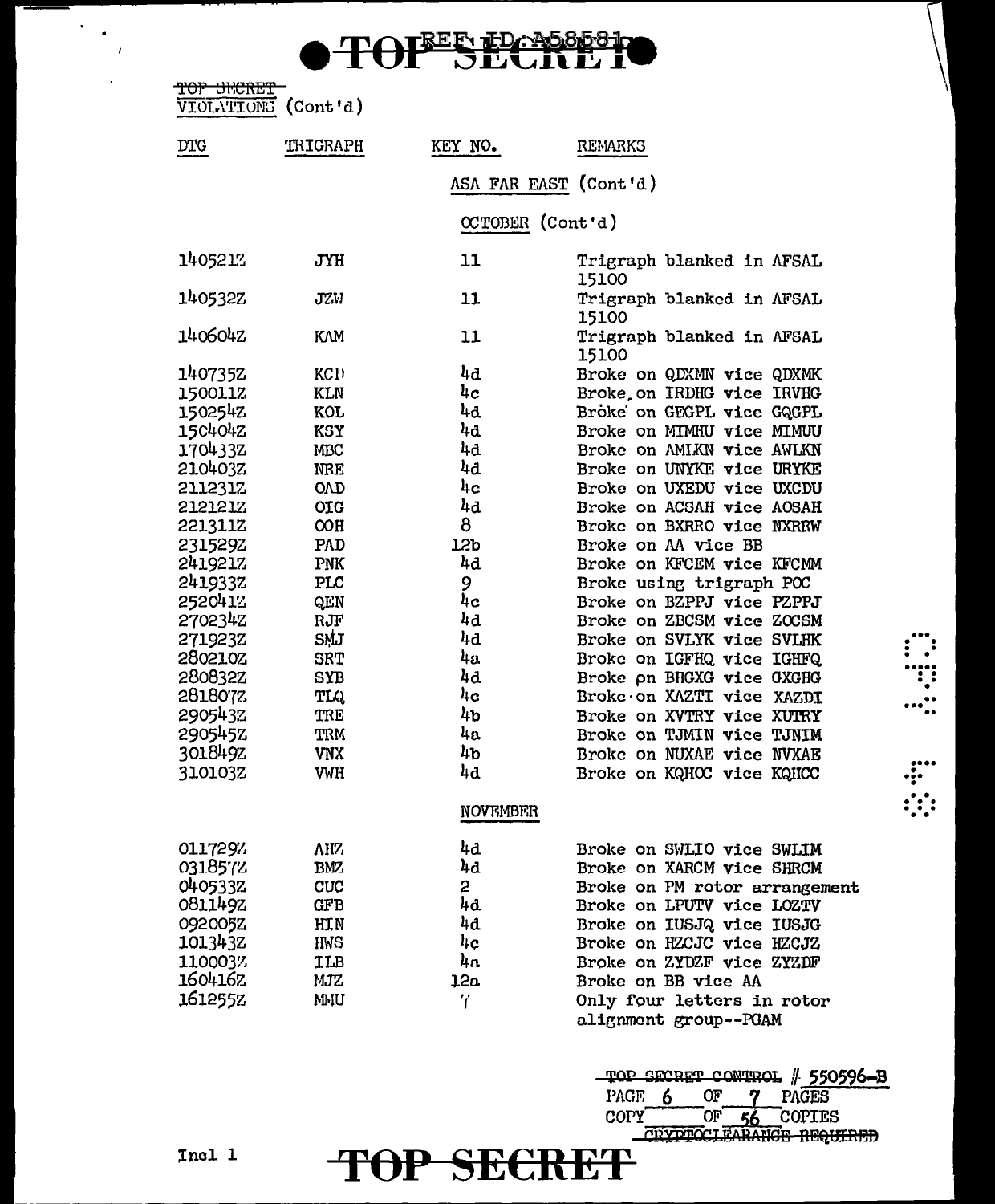TOP SECRET

VIOLATIONS (Cont'd)

| DTG | TRIGRAPH | KEY NO. | REMARKS |
|---|---|---|---|
| | | ASA FAR EAST (Cont'd) | |
| | | OCTOBER (Cont'd) | |
| 140521Z | JYH | 11 | Trigraph blanked in AFSAL 15100 |
| 140532Z | JZW | 11 | Trigraph blanked in AFSAL 15100 |
| 140604Z | KAM | 11 | Trigraph blanked in AFSAL 15100 |
| 140735Z | KCD | 4d | Broke on QDXMN vice QDXMK |
| 150011Z | KLN | 4c | Broke on IRDHG vice IRVHG |
| 150254Z | KOL | 4d | Broke on GEGPL vice GQGPL |
| 150404Z | KSY | 4d | Broke on MIMHU vice MIMUU |
| 170433Z | MBC | 4d | Broke on AMIKN vice AWLKN |
| 210403Z | NRE | 4d | Broke on UNYKE vice URYKE |
| 211231Z | OAD | 4c | Broke on UXEDU vice UXCDU |
| 212121Z | OIG | 4d | Broke on ACSAH vice AOSAH |
| 221311Z | OOH | 8 | Broke on BXRRO vice NXRRW |
| 231529Z | PAD | 12b | Broke on AA vice BB |
| 241921Z | PNK | 4d | Broke on KFCEM vice KFCMM |
| 241933Z | PLC | 9 | Broke using trigraph POC |
| 252041Z | QEN | 4c | Broke on BZPPJ vice PZPPJ |
| 270234Z | RJF | 4d | Broke on ZBCSM vice ZOCSM |
| 271923Z | SMJ | 4d | Broke on SVLYK vice SVLHK |
| 280210Z | SRT | 4a | Broke on IGFHQ vice IGHFQ |
| 280832Z | SYB | 4d | Broke on BHGXG vice GXGHG |
| 281807Z | TLQ | 4c | Broke on XAZTI vice XAZDI |
| 290543Z | TRE | 4b | Broke on XVTRY vice XUTRY |
| 290545Z | TRM | 4a | Broke on TJMIN vice TJNIM |
| 301849Z | VNX | 4b | Broke on NUXAE vice NVXAE |
| 310103Z | VWH | 4d | Broke on KQHOC vice KQHCC |
| | | NOVEMBER | |
| 011729Z | AHZ | 4d | Broke on SWLIO vice SWLIM |
| 031857Z | BMZ | 4d | Broke on XARCM vice SHRCM |
| 040533Z | CUC | 2 | Broke on PM rotor arrangement |
| 081149Z | GFB | 4d | Broke on LPUTV vice LOZTV |
| 092005Z | HIN | 4d | Broke on IUSJQ vice IUSJG |
| 101343Z | HWS | 4c | Broke on HZCJC vice HZCJZ |
| 110003Z | ILB | 4a | Broke on ZYDZF vice ZYZDF |
| 160416Z | MJZ | 12a | Broke on BB vice AA |
| 161255Z | MMU | 7 | Only four letters in rotor alignment group--PGAM |

TOP SECRET CONTROL # 550596-B
PAGE 6 OF 7 PAGES
COPY ___ OF 56 COPIES
CRYPTOCLEARANCE REQUIRED

Incl 1

TOP SECRET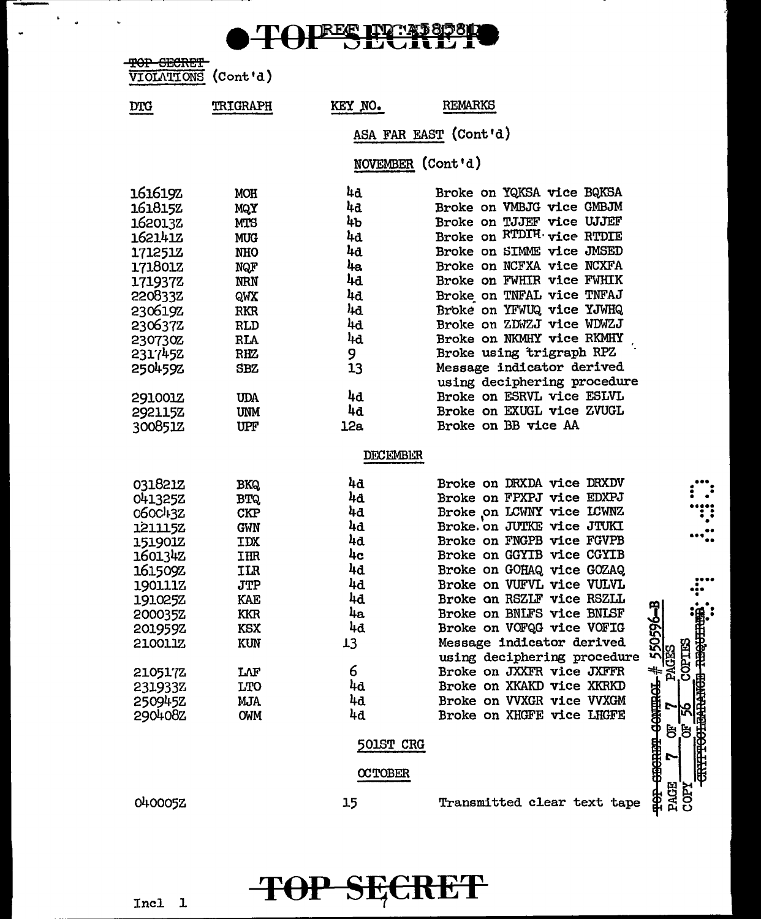~~TOP SECRET~~
VIOLATIONS (Cont'd)

| DTG | TRIGRAPH | KEY NO. | REMARKS |
|---|---|---|---|
| | | | ASA FAR EAST (Cont'd) |
| | | | NOVEMBER (Cont'd) |
| 161619Z | MOH | 4d | Broke on YQKSA vice BQKSA |
| 161815Z | MQY | 4d | Broke on VMBJG vice GMBJM |
| 162013Z | MTS | 4b | Broke on TJJEF vice UJJEF |
| 162141Z | MUG | 4d | Broke on RTDIH vice RTDIE |
| 171251Z | NHO | 4d | Broke on SIMME vice JMSED |
| 171801Z | NQF | 4a | Broke on NCFXA vice NCXFA |
| 171937Z | NRN | 4d | Broke on FWHIR vice FWHIK |
| 220833Z | QWX | 4d | Broke on TNFAL vice TNFAJ |
| 230619Z | RKR | 4d | Broke on YFWUQ vice YJWHQ |
| 230637Z | RLD | 4d | Broke on ZDWZJ vice WDWZJ |
| 230730Z | RLA | 4d | Broke on NKMHY vice RKMHY |
| 231745Z | RHZ | 9 | Broke using trigraph RPZ |
| 250459Z | SBZ | 13 | Message indicator derived using deciphering procedure |
| 291001Z | UDA | 4d | Broke on ESRVL vice ESLVL |
| 292115Z | UNM | 4d | Broke on EXUGL vice ZVUGL |
| 300851Z | UPF | 12a | Broke on BB vice AA |
| | | | DECEMBER |
| 031821Z | BKQ | 4d | Broke on DRXDA vice DRXDV |
| 041325Z | BTQ | 4d | Broke on FPXPJ vice EDXPJ |
| 060043Z | CKP | 4d | Broke on LCWNY vice LCWNZ |
| 121115Z | GWN | 4d | Broke on JUTKE vice JTUKI |
| 151901Z | IDX | 4d | Broke on FNGPB vice FGVPB |
| 160134Z | IHR | 4c | Broke on GGYIB vice CGYIB |
| 161509Z | ILR | 4d | Broke on GOHAQ vice GOZAQ |
| 190111Z | JTP | 4d | Broke on VUFVL vice VULVL |
| 191025Z | KAE | 4d | Broke on RSZLF vice RSZLL |
| 200035Z | KKR | 4a | Broke on BNLFS vice BNLSF |
| 201959Z | KSX | 4d | Broke on VOFQG vice VOFIG |
| 210011Z | KUN | 13 | Message indicator derived using deciphering procedure |
| 210517Z | LAF | 6 | Broke on JXXFR vice JXFFR |
| 231933Z | LTO | 4d | Broke on XKAKD vice XKRKD |
| 250945Z | MJA | 4d | Broke on VVXGR vice VVXGM |
| 290408Z | OWM | 4d | Broke on XHGFE vice LHGFE |
| | | | 501ST CRG |
| | | | OCTOBER |
| 040005Z | | 15 | Transmitted clear text tape |

~~TOP SECRET CONTROL~~ # 550596-B
PAGE 7 OF 7 PAGES
COPY 7 OF 56 COPIES
~~CRYPTOCLEARANCE REQUIRED~~

Incl 1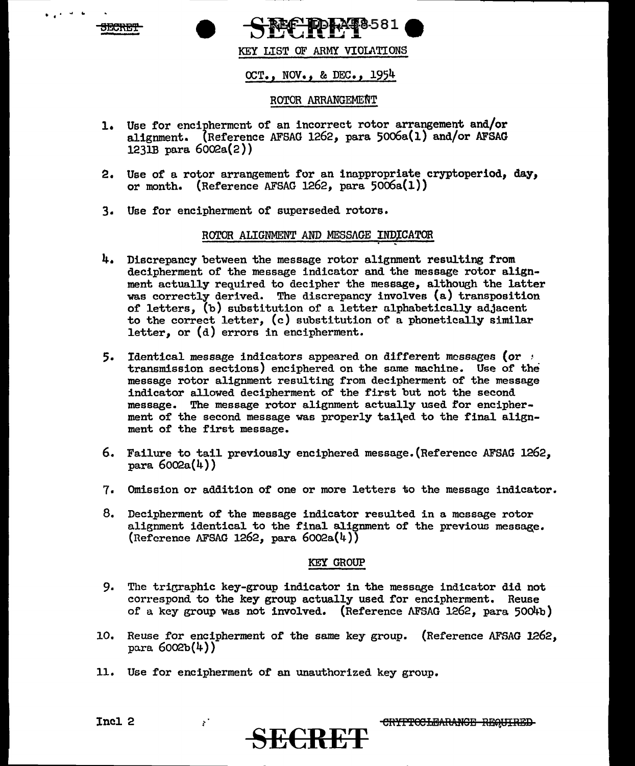SECRET

SECRET REF ID:A58581

KEY LIST OF ARMY VIOLATIONS

OCT., NOV., & DEC., 1954

ROTOR ARRANGEMENT

1. Use for encipherment of an incorrect rotor arrangement and/or alignment. (Reference AFSAG 1262, para 5006a(1) and/or AFSAG 1231B para 6002a(2))

2. Use of a rotor arrangement for an inappropriate cryptoperiod, day, or month. (Reference AFSAG 1262, para 5006a(1))

3. Use for encipherment of superseded rotors.

ROTOR ALIGNMENT AND MESSAGE INDICATOR

4. Discrepancy between the message rotor alignment resulting from decipherment of the message indicator and the message rotor alignment actually required to decipher the message, although the latter was correctly derived. The discrepancy involves (a) transposition of letters, (b) substitution of a letter alphabetically adjacent to the correct letter, (c) substitution of a phonetically similar letter, or (d) errors in encipherment.

5. Identical message indicators appeared on different messages (or transmission sections) enciphered on the same machine. Use of the message rotor alignment resulting from decipherment of the message indicator allowed decipherment of the first but not the second message. The message rotor alignment actually used for encipherment of the second message was properly tailed to the final alignment of the first message.

6. Failure to tail previously enciphered message. (Reference AFSAG 1262, para 6002a(4))

7. Omission or addition of one or more letters to the message indicator.

8. Decipherment of the message indicator resulted in a message rotor alignment identical to the final alignment of the previous message. (Reference AFSAG 1262, para 6002a(4))

KEY GROUP

9. The trigraphic key-group indicator in the message indicator did not correspond to the key group actually used for encipherment. Reuse of a key group was not involved. (Reference AFSAG 1262, para 5004b)

10. Reuse for encipherment of the same key group. (Reference AFSAG 1262, para 6002b(4))

11. Use for encipherment of an unauthorized key group.

Incl 2

SECRET

~~CRYPTOCLEARANCE REQUIRED~~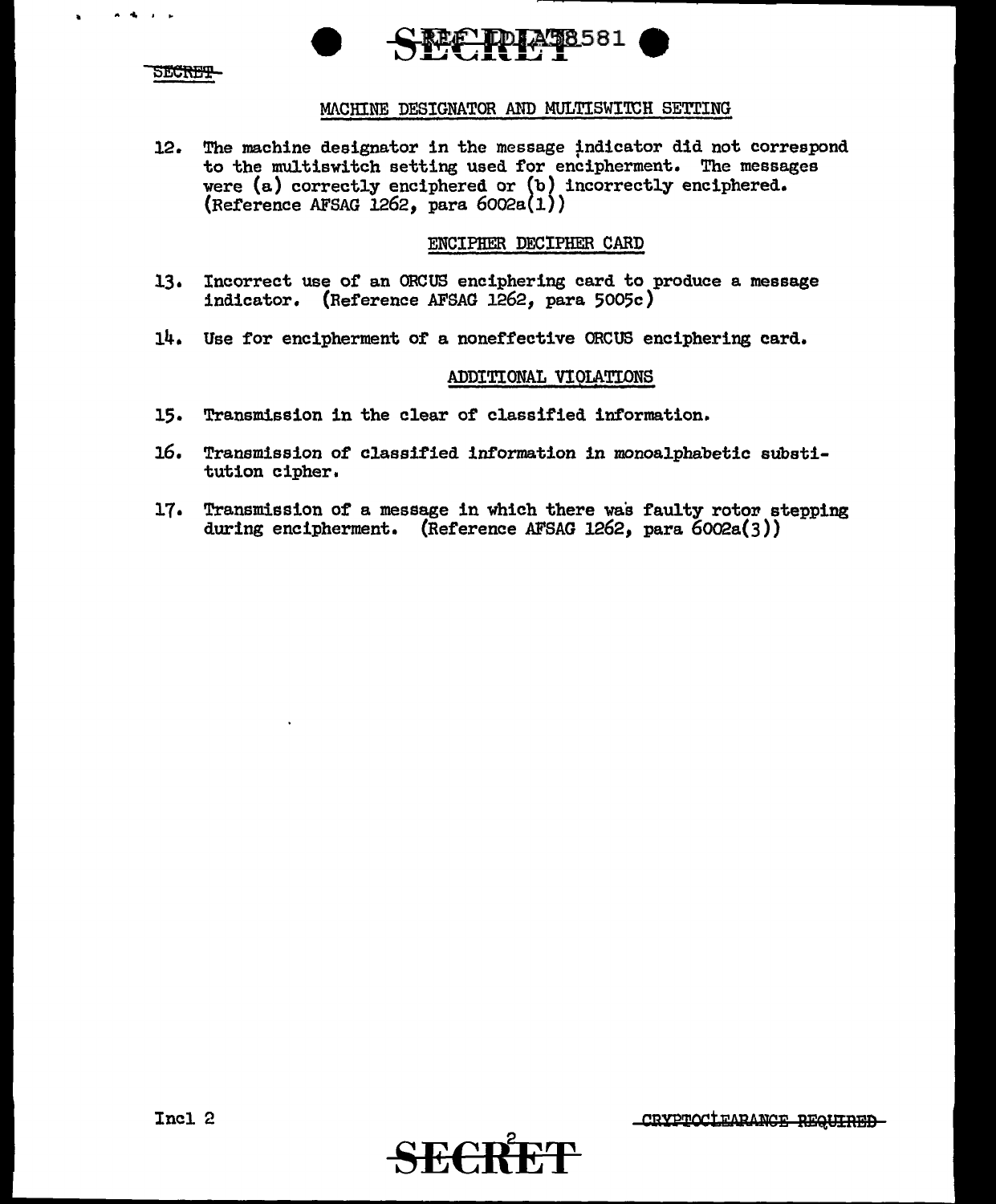## MACHINE DESIGNATOR AND MULTISWITCH SETTING

12. The machine designator in the message indicator did not correspond to the multiswitch setting used for encipherment. The messages were (a) correctly enciphered or (b) incorrectly enciphered. (Reference AFSAG 1262, para 6002a(1))

## ENCIPHER DECIPHER CARD

13. Incorrect use of an ORCUS enciphering card to produce a message indicator. (Reference AFSAG 1262, para 5005c)

14. Use for encipherment of a noneffective ORCUS enciphering card.

## ADDITIONAL VIOLATIONS

15. Transmission in the clear of classified information.

16. Transmission of classified information in monoalphabetic substitution cipher.

17. Transmission of a message in which there was faulty rotor stepping during encipherment. (Reference AFSAG 1262, para 6002a(3))

Incl 2

~~CRYPTOCLEARANCE REQUIRED~~